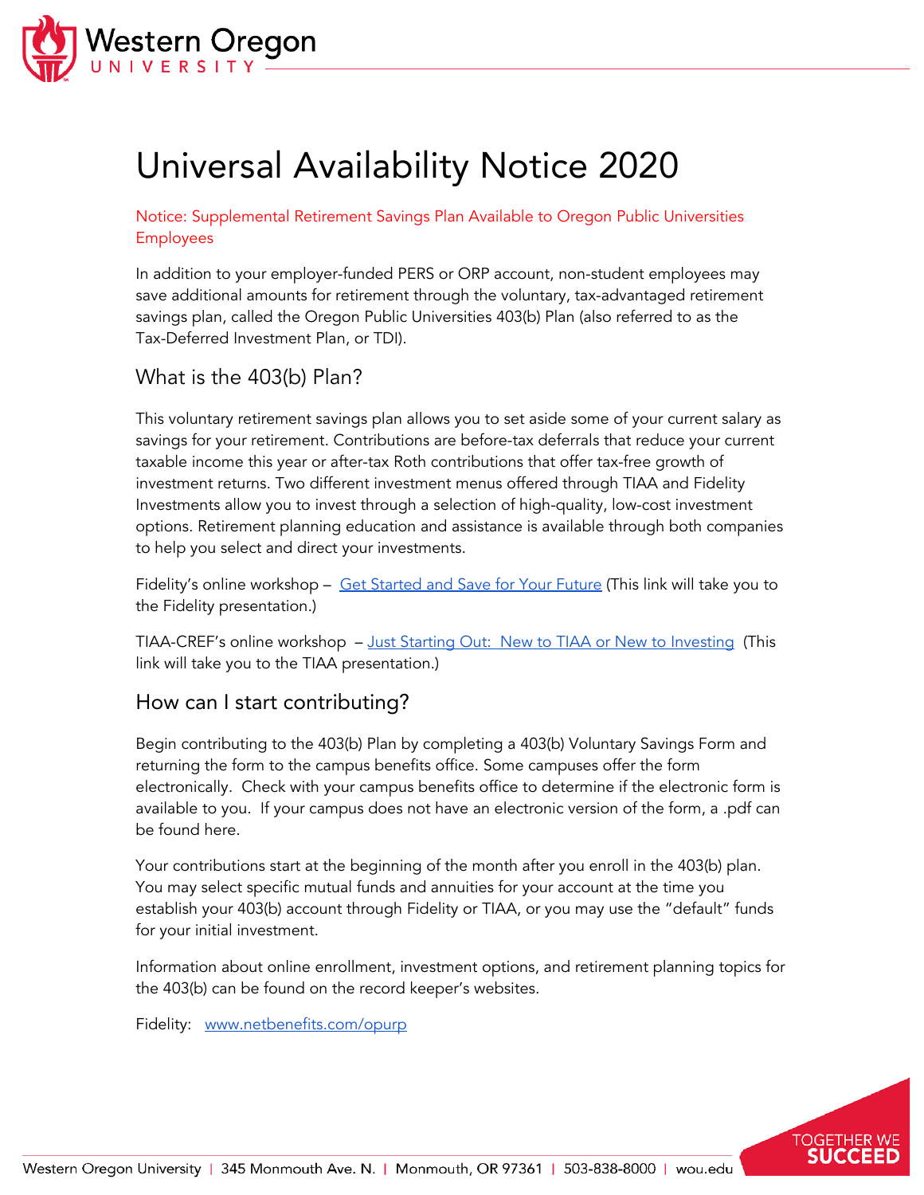# Universal Availability Notice 2020

Notice: Supplemental Retirement Savings Plan Available to Oregon Public Universities Employees

In addition to your employer-funded PERS or ORP account, non-student employees may save additional amounts for retirement through the voluntary, tax-advantaged retirement savings plan, called the Oregon Public Universities 403(b) Plan (also referred to as the Tax-Deferred Investment Plan, or TDI).

## What is the 403(b) Plan?

This voluntary retirement savings plan allows you to set aside some of your current salary as savings for your retirement. Contributions are before-tax deferrals that reduce your current taxable income this year or after-tax Roth contributions that offer tax-free growth of investment returns. Two different investment menus offered through TIAA and Fidelity Investments allow you to invest through a selection of high-quality, low-cost investment options. Retirement planning education and assistance is available through both companies to help you select and direct your investments.

Fidelity's online workshop – Get Started and Save for Your Future (This link will take you to the Fidelity presentation.)

TIAA-CREF's online workshop – Just Starting Out: New to TIAA or New to Investing (This link will take you to the TIAA presentation.)

## How can I start contributing?

Begin contributing to the 403(b) Plan by completing a 403(b) Voluntary Savings Form and returning the form to the campus benefits office. Some campuses offer the form electronically. Check with your campus benefits office to determine if the electronic form is available to you. If your campus does not have an electronic version of the form, a .pdf can be found here.

Your contributions start at the beginning of the month after you enroll in the 403(b) plan. You may select specific mutual funds and annuities for your account at the time you establish your 403(b) account through Fidelity or TIAA, or you may use the "default" funds for your initial investment.

Information about online enrollment, investment options, and retirement planning topics for the 403(b) can be found on the record keeper's websites.

Fidelity: www.netbenefits.com/opurp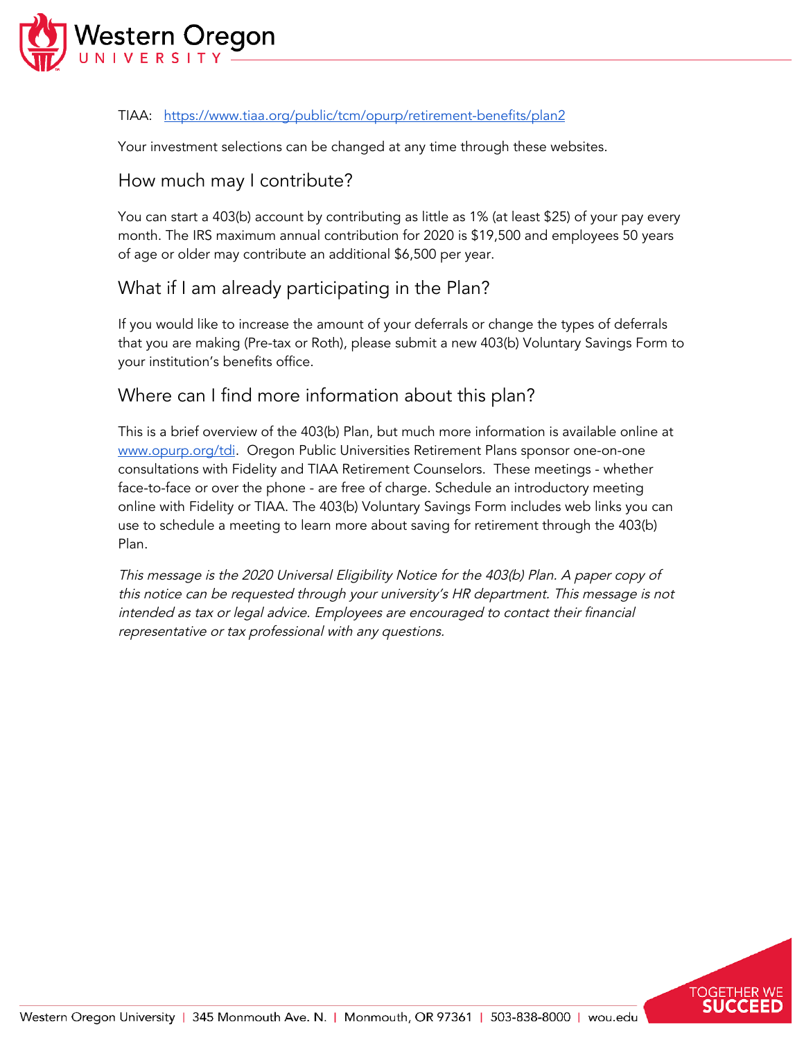TIAA: [https://www.tiaa.org/public/tcm/opurp/retirement-benefits/plan2](https://www.tiaa.org/public/tcm/opurp/retirement-benefits/plan2)

Your investment selections can be changed at any time through these websites.

## How much may I contribute?

You can start a 403(b) account by contributing as little as 1% (at least $25) of your pay every month. The IRS maximum annual contribution for 2020 is $19,500 and employees 50 years of age or older may contribute an additional $6,500 per year.

## What if I am already participating in the Plan?

If you would like to increase the amount of your deferrals or change the types of deferrals that you are making (Pre-tax or Roth), please submit a new 403(b) Voluntary Savings Form to your institution's benefits office.

## Where can I find more information about this plan?

This is a brief overview of the 403(b) Plan, but much more information is available online at [www.opurp.org/tdi](http://www.opurp.org/tdi). Oregon Public Universities Retirement Plans sponsor one-on-one consultations with Fidelity and TIAA Retirement Counselors. These meetings - whether face-to-face or over the phone - are free of charge. Schedule an introductory meeting online with Fidelity or TIAA. The 403(b) Voluntary Savings Form includes web links you can use to schedule a meeting to learn more about saving for retirement through the 403(b) Plan.

*This message is the 2020 Universal Eligibility Notice for the 403(b) Plan. A paper copy of this notice can be requested through your university's HR department. This message is not intended as tax or legal advice. Employees are encouraged to contact their financial representative or tax professional with any questions.*